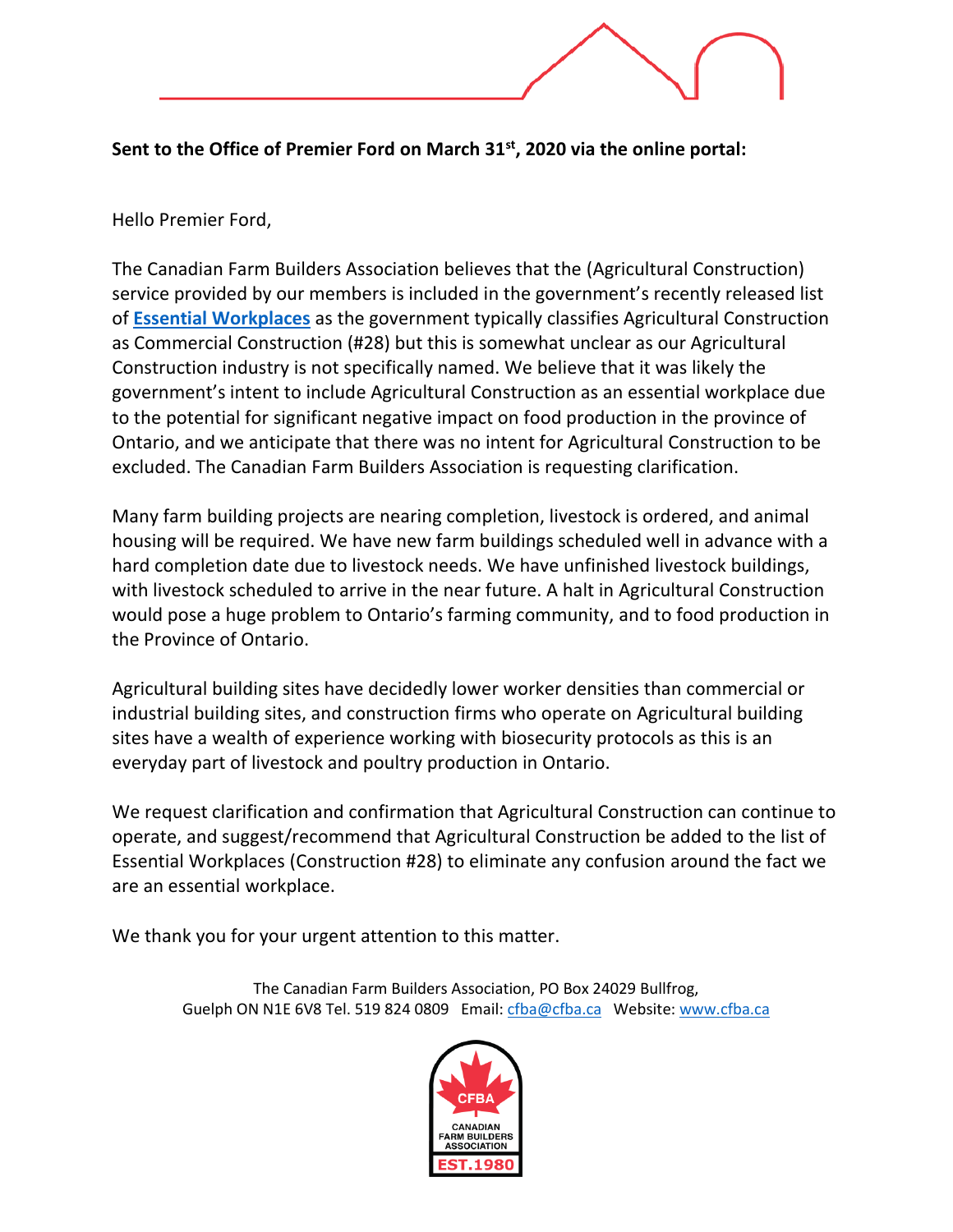**Sent to the Office of Premier Ford on March 31st, 2020 via the online portal:**

Hello Premier Ford,

The Canadian Farm Builders Association believes that the (Agricultural Construction) service provided by our members is included in the government's recently released list of **Essential Workplaces** as the government typically classifies Agricultural Construction as Commercial Construction (#28) but this is somewhat unclear as our Agricultural Construction industry is not specifically named. We believe that it was likely the government's intent to include Agricultural Construction as an essential workplace due to the potential for significant negative impact on food production in the province of Ontario, and we anticipate that there was no intent for Agricultural Construction to be excluded. The Canadian Farm Builders Association is requesting clarification.

Many farm building projects are nearing completion, livestock is ordered, and animal housing will be required. We have new farm buildings scheduled well in advance with a hard completion date due to livestock needs. We have unfinished livestock buildings, with livestock scheduled to arrive in the near future. A halt in Agricultural Construction would pose a huge problem to Ontario's farming community, and to food production in the Province of Ontario.

Agricultural building sites have decidedly lower worker densities than commercial or industrial building sites, and construction firms who operate on Agricultural building sites have a wealth of experience working with biosecurity protocols as this is an everyday part of livestock and poultry production in Ontario.

We request clarification and confirmation that Agricultural Construction can continue to operate, and suggest/recommend that Agricultural Construction be added to the list of Essential Workplaces (Construction #28) to eliminate any confusion around the fact we are an essential workplace.

We thank you for your urgent attention to this matter.

The Canadian Farm Builders Association, PO Box 24029 Bullfrog, Guelph ON N1E 6V8 Tel. 519 824 0809 Email: cfba@cfba.ca Website: www.cfba.ca

CFBA CANADIAN FARM BUILDERS ASSOCIATION EST.1980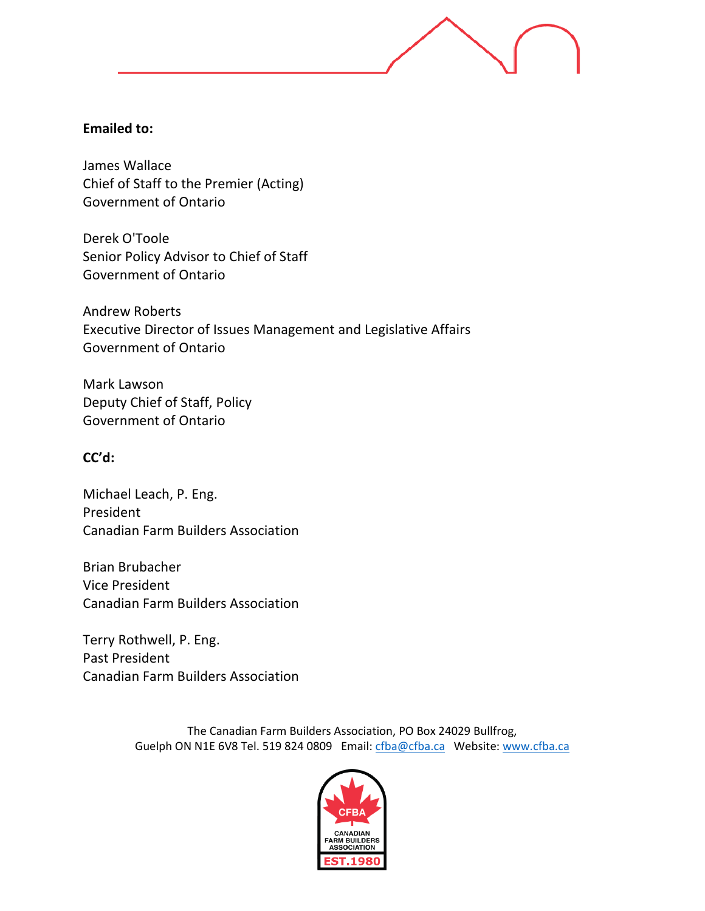**Emailed to:**

James Wallace
Chief of Staff to the Premier (Acting)
Government of Ontario

Derek O'Toole
Senior Policy Advisor to Chief of Staff
Government of Ontario

Andrew Roberts
Executive Director of Issues Management and Legislative Affairs
Government of Ontario

Mark Lawson
Deputy Chief of Staff, Policy
Government of Ontario

**CC'd:**

Michael Leach, P. Eng.
President
Canadian Farm Builders Association

Brian Brubacher
Vice President
Canadian Farm Builders Association

Terry Rothwell, P. Eng.
Past President
Canadian Farm Builders Association

The Canadian Farm Builders Association, PO Box 24029 Bullfrog,
Guelph ON N1E 6V8 Tel. 519 824 0809 Email: cfba@cfba.ca Website: www.cfba.ca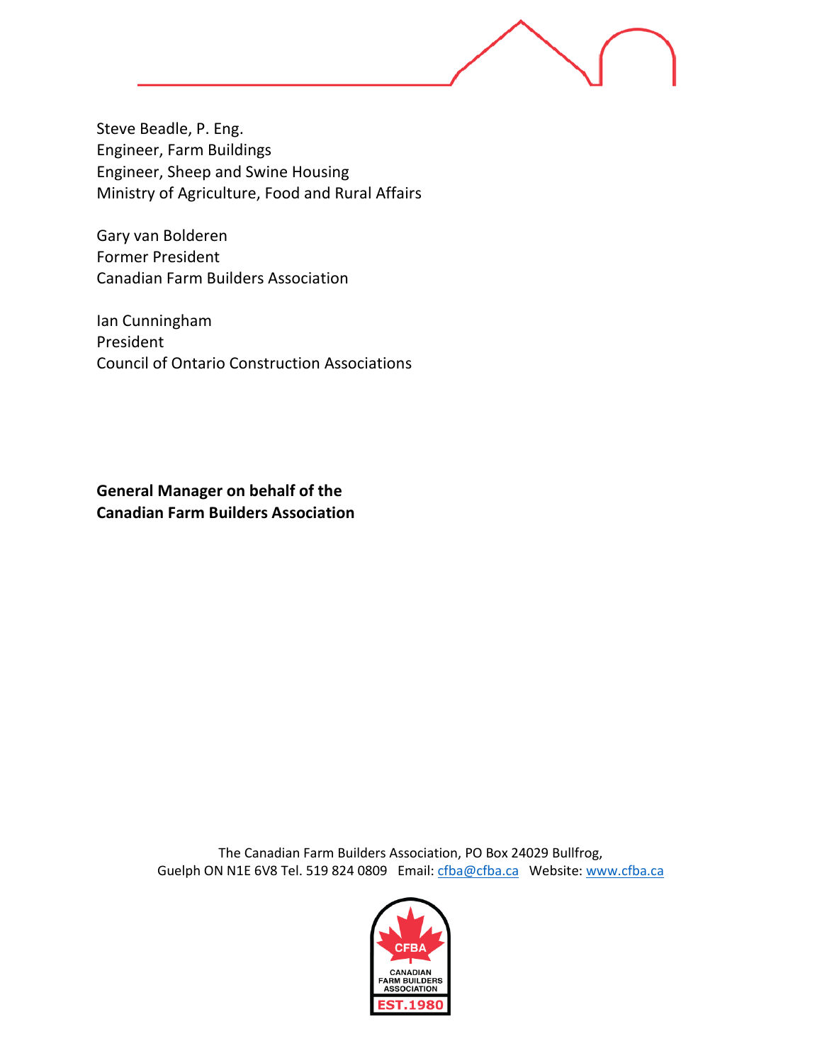Steve Beadle, P. Eng.
Engineer, Farm Buildings
Engineer, Sheep and Swine Housing
Ministry of Agriculture, Food and Rural Affairs

Gary van Bolderen
Former President
Canadian Farm Builders Association

Ian Cunningham
President
Council of Ontario Construction Associations

**General Manager on behalf of the**
**Canadian Farm Builders Association**

The Canadian Farm Builders Association, PO Box 24029 Bullfrog,
Guelph ON N1E 6V8 Tel. 519 824 0809 Email: cfba@cfba.ca Website: www.cfba.ca